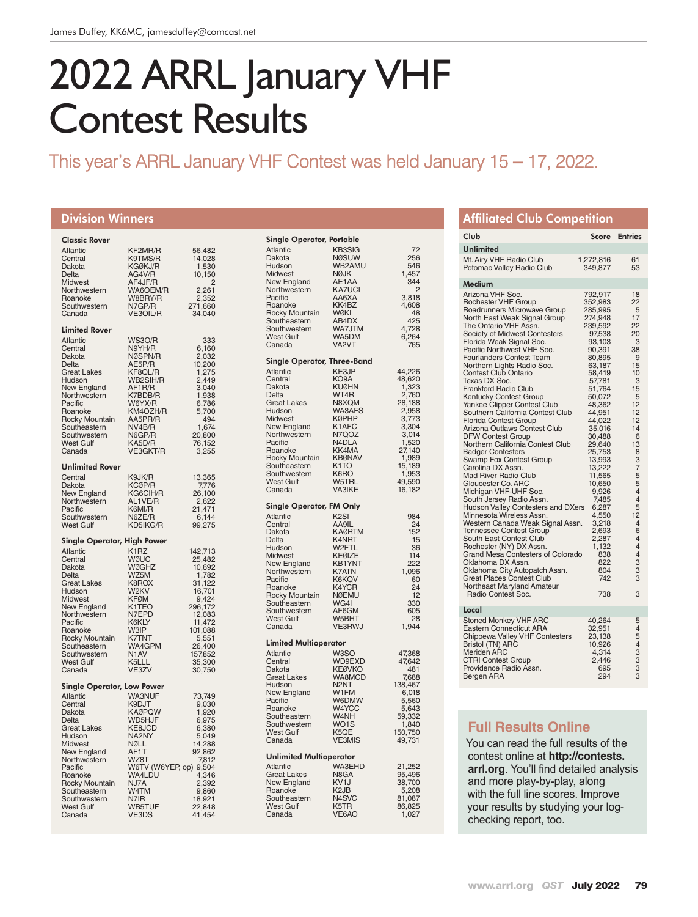James Duffey, KK6MC, jamesduffey@comcast.net

# 2022 ARRL January VHF Contest Results

This year's ARRL January VHF Contest was held January 15 – 17, 2022.

## Division Winners

### Classic Rover

| Division | Call | Score |
|---|---|---|
| Atlantic | KF2MR/R | 56,482 |
| Central | K9TMS/R | 14,028 |
| Dakota | KGØKJ/R | 1,530 |
| Delta | AG4V/R | 10,150 |
| Midwest | AF4JF/R | 2 |
| Northwestern | WA6OEM/R | 2,261 |
| Roanoke | W8BRY/R | 2,352 |
| Southwestern | N7GP/R | 271,660 |
| Canada | VE3OIL/R | 34,040 |

### Limited Rover

| Division | Call | Score |
|---|---|---|
| Atlantic | WS3O/R | 333 |
| Central | N9YH/R | 6,160 |
| Dakota | NØSPN/R | 2,032 |
| Delta | AE5P/R | 10,200 |
| Great Lakes | KF8QL/R | 1,275 |
| Hudson | WB2SIH/R | 2,449 |
| New England | AF1R/R | 3,040 |
| Northwestern | K7BDB/R | 1,938 |
| Pacific | W6YX/R | 6,786 |
| Roanoke | KM4OZH/R | 5,700 |
| Rocky Mountain | AA5PR/R | 494 |
| Southeastern | NV4B/R | 1,674 |
| Southwestern | N6GP/R | 20,800 |
| West Gulf | KA5D/R | 76,152 |
| Canada | VE3GKT/R | 3,255 |

### Unlimited Rover

| Division | Call | Score |
|---|---|---|
| Central | K9JK/R | 13,365 |
| Dakota | KCØP/R | 7,776 |
| New England | KG6CIH/R | 26,100 |
| Northwestern | AL1VE/R | 2,622 |
| Pacific | K6MI/R | 21,471 |
| Southwestern | N6ZE/R | 6,144 |
| West Gulf | KD5IKG/R | 99,275 |

### Single Operator, High Power

| Division | Call | Score |
|---|---|---|
| Atlantic | K1RZ | 142,713 |
| Central | WØUC | 25,482 |
| Dakota | WØGHZ | 10,692 |
| Delta | WZ5M | 1,782 |
| Great Lakes | K8ROX | 31,122 |
| Hudson | W2KV | 16,701 |
| Midwest | KFØM | 9,424 |
| New England | K1TEO | 296,172 |
| Northwestern | N7EPD | 12,083 |
| Pacific | K6KLY | 11,472 |
| Roanoke | W3IP | 101,088 |
| Rocky Mountain | K7TNT | 5,551 |
| Southeastern | WA4GPM | 26,400 |
| Southwestern | N1AV | 157,852 |
| West Gulf | K5LLL | 35,300 |
| Canada | VE3ZV | 30,750 |

### Single Operator, Low Power

| Division | Call | Score |
|---|---|---|
| Atlantic | WA3NUF | 73,749 |
| Central | K9DJT | 9,030 |
| Dakota | KAØPQW | 1,920 |
| Delta | WD5HJF | 6,975 |
| Great Lakes | KE8JCD | 6,380 |
| Hudson | NA2NY | 5,049 |
| Midwest | NØLL | 14,288 |
| New England | AF1T | 92,862 |
| Northwestern | WZ8T | 7,812 |
| Pacific | W6TV (W6YEP, op) | 9,504 |
| Roanoke | WA4LDU | 4,346 |
| Rocky Mountain | NJ7A | 2,392 |
| Southeastern | W4TM | 9,860 |
| Southwestern | N7IR | 18,921 |
| West Gulf | WB5TUF | 22,848 |
| Canada | VE3DS | 41,454 |

### Single Operator, Portable

| Division | Call | Score |
|---|---|---|
| Atlantic | KB3SIG | 72 |
| Dakota | NØSUW | 256 |
| Hudson | WB2AMU | 546 |
| Midwest | NØJK | 1,457 |
| New England | AE1AA | 344 |
| Northwestern | KA7UCI | 2 |
| Pacific | AA6XA | 3,818 |
| Roanoke | KK4BZ | 4,608 |
| Rocky Mountain | WØKI | 48 |
| Southeastern | AB4DX | 425 |
| Southwestern | WA7JTM | 4,728 |
| West Gulf | WA5DM | 6,264 |
| Canada | VA2VT | 765 |

### Single Operator, Three-Band

| Division | Call | Score |
|---|---|---|
| Atlantic | KE3JP | 44,226 |
| Central | KO9A | 48,620 |
| Dakota | KUØHN | 1,323 |
| Delta | WT4R | 2,760 |
| Great Lakes | N8XQM | 28,188 |
| Hudson | WA3AFS | 2,958 |
| Midwest | KØPHP | 3,773 |
| New England | K1AFC | 3,304 |
| Northwestern | N7QOZ | 3,014 |
| Pacific | N4DLA | 1,520 |
| Roanoke | KK4MA | 27,140 |
| Rocky Mountain | KBØNAV | 1,989 |
| Southeastern | K1TO | 15,189 |
| Southwestern | K6RO | 1,953 |
| West Gulf | W5TRL | 49,590 |
| Canada | VA3IKE | 16,182 |

### Single Operator, FM Only

| Division | Call | Score |
|---|---|---|
| Atlantic | K2SI | 984 |
| Central | AA9IL | 24 |
| Dakota | KAØRTM | 152 |
| Delta | K4NRT | 15 |
| Hudson | W2FTL | 36 |
| Midwest | KEØIZE | 114 |
| New England | KB1YNT | 222 |
| Northwestern | K7ATN | 1,096 |
| Pacific | K6KQV | 60 |
| Roanoke | K4YCR | 24 |
| Rocky Mountain | NØEMU | 12 |
| Southeastern | WG4I | 330 |
| Southwestern | AF6GM | 605 |
| West Gulf | W5BHT | 28 |
| Canada | VE3RWJ | 1,944 |

### Limited Multioperator

| Division | Call | Score |
|---|---|---|
| Atlantic | W3SO | 47,368 |
| Central | WD9EXD | 47,642 |
| Dakota | KEØVKO | 481 |
| Great Lakes | WA8MCD | 7,688 |
| Hudson | N2NT | 138,467 |
| New England | W1FM | 6,018 |
| Pacific | W6DMW | 5,560 |
| Roanoke | W4YCC | 5,643 |
| Southeastern | W4NH | 59,332 |
| Southwestern | WO1S | 1,840 |
| West Gulf | K5QE | 150,750 |
| Canada | VE3MIS | 49,731 |

### Unlimited Multioperator

| Division | Call | Score |
|---|---|---|
| Atlantic | WA3EHD | 21,252 |
| Great Lakes | N8GA | 95,496 |
| New England | KV1J | 38,700 |
| Roanoke | K2JB | 5,208 |
| Southeastern | N4SVC | 81,087 |
| West Gulf | K5TR | 86,825 |
| Canada | VE6AO | 1,027 |

## Affiliated Club Competition

| Club | Score | Entries |
|---|---|---|
| **Unlimited** | | |
| Mt. Airy VHF Radio Club | 1,272,816 | 61 |
| Potomac Valley Radio Club | 349,877 | 53 |
| **Medium** | | |
| Arizona VHF Soc. | 792,917 | 18 |
| Rochester VHF Group | 352,983 | 22 |
| Roadrunners Microwave Group | 285,995 | 5 |
| North East Weak Signal Group | 274,948 | 17 |
| The Ontario VHF Assn. | 239,592 | 22 |
| Society of Midwest Contesters | 97,538 | 20 |
| Florida Weak Signal Soc. | 93,103 | 3 |
| Pacific Northwest VHF Soc. | 90,391 | 38 |
| Fourlanders Contest Team | 80,895 | 9 |
| Northern Lights Radio Soc. | 63,187 | 15 |
| Contest Club Ontario | 58,419 | 10 |
| Texas DX Soc. | 57,781 | 3 |
| Frankford Radio Club | 51,764 | 15 |
| Kentucky Contest Group | 50,072 | 5 |
| Yankee Clipper Contest Club | 48,362 | 12 |
| Southern California Contest Club | 44,951 | 12 |
| Florida Contest Group | 44,022 | 12 |
| Arizona Outlaws Contest Club | 35,016 | 14 |
| DFW Contest Group | 30,488 | 6 |
| Northern California Contest Club | 29,640 | 13 |
| Badger Contesters | 25,753 | 8 |
| Swamp Fox Contest Group | 13,993 | 3 |
| Carolina DX Assn. | 13,222 | 7 |
| Mad River Radio Club | 11,565 | 5 |
| Gloucester Co. ARC | 10,650 | 5 |
| Michigan VHF-UHF Soc. | 9,926 | 4 |
| South Jersey Radio Assn. | 7,485 | 4 |
| Hudson Valley Contesters and DXers | 6,287 | 5 |
| Minnesota Wireless Assn. | 4,550 | 12 |
| Western Canada Weak Signal Assn. | 3,218 | 4 |
| Tennessee Contest Group | 2,693 | 6 |
| South East Contest Club | 2,287 | 4 |
| Rochester (NY) DX Assn. | 1,132 | 4 |
| Grand Mesa Contesters of Colorado | 838 | 4 |
| Oklahoma DX Assn. | 822 | 3 |
| Oklahoma City Autopatch Assn. | 804 | 3 |
| Great Places Contest Club | 742 | 3 |
| Northeast Maryland Amateur Radio Contest Soc. | 738 | 3 |
| **Local** | | |
| Stoned Monkey VHF ARC | 40,264 | 5 |
| Eastern Connecticut ARA | 32,951 | 4 |
| Chippewa Valley VHF Contesters | 23,138 | 5 |
| Bristol (TN) ARC | 10,926 | 4 |
| Meriden ARC | 4,314 | 3 |
| CTRI Contest Group | 2,446 | 3 |
| Providence Radio Assn. | 695 | 3 |
| Bergen ARA | 294 | 3 |

## Full Results Online

You can read the full results of the contest online at **http://contests.arrl.org**. You'll find detailed analysis and more play-by-play, along with the full line scores. Improve your results by studying your log-checking report, too.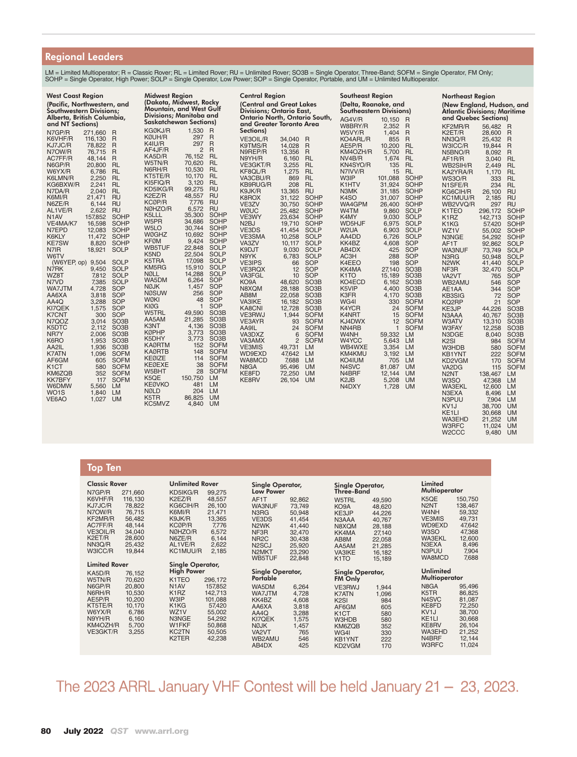## Regional Leaders

LM = Limited Multioperator; R = Classic Rover; RL = Limited Rover; RU = Unlimited Rover; SO3B = Single Operator, Three-Band; SOFM = Single Operator, FM Only; SOHP = Single Operator, High Power; SOLP = Single Operator, Low Power; SOP = Single Operator, Portable, and UM = Unlimited Multioperator.

### West Coast Region

**(Pacific, Northwestern, and Southwestern Divisions; Alberta, British Columbia, and NT Sections)**

| | | |
|---|---|---|
| N7GP/R | 271,660 | R |
| K6VHF/R | 116,130 | R |
| KJ7JC/R | 78,822 | R |
| N7OW/R | 76,715 | R |
| AC7FF/R | 48,144 | R |
| N6GP/R | 20,800 | RL |
| W6YX/R | 6,786 | RL |
| K6LMN/R | 2,250 | RL |
| KG6BXW/R | 2,241 | RL |
| N7DA/R | 2,040 | RL |
| K6MI/R | 21,471 | RU |
| N6ZE/R | 6,144 | RU |
| AL1VE/R | 2,622 | RU |
| N1AV | 157,852 | SOHP |
| VE4MA/K7 | 16,598 | SOHP |
| N7EPD | 12,083 | SOHP |
| K6KLY | 11,472 | SOHP |
| KE7SW | 8,820 | SOHP |
| N7IR | 18,921 | SOLP |
| W6TV (W6YEP, op) | 9,504 | SOLP |
| N7RK | 9,450 | SOLP |
| WZ8T | 7,812 | SOLP |
| N7VD | 7,385 | SOLP |
| WA7JTM | 4,728 | SOP |
| AA6XA | 3,818 | SOP |
| AA4Q | 3,288 | SOP |
| KI7QEK | 1,575 | SOP |
| K7CNT | 300 | SOP |
| N7QOZ | 3,014 | SO3B |
| K5DTC | 2,112 | SO3B |
| NR7Y | 2,006 | SO3B |
| K6RO | 1,953 | SO3B |
| AA2IL | 1,936 | SO3B |
| K7ATN | 1,096 | SOFM |
| AF6GM | 605 | SOFM |
| K1CT | 580 | SOFM |
| KM6ZQB | 352 | SOFM |
| KK7BFY | 117 | SOFM |
| W6DMW | 5,560 | LM |
| WO1S | 1,840 | LM |
| VE6AO | 1,027 | UM |

### Midwest Region

**(Dakota, Midwest, Rocky Mountain, and West Gulf Divisions; Manitoba and Saskatchewan Sections)**

| | | |
|---|---|---|
| KGØKJ/R | 1,530 | R |
| KØUH/R | 297 | R |
| K4IU/R | 297 | R |
| AF4JF/R | 2 | R |
| KA5D/R | 76,152 | RL |
| W5TN/R | 70,620 | RL |
| N6RH/R | 10,530 | RL |
| KT5TE/R | 10,170 | RL |
| KI5FIQ/R | 3,120 | RL |
| KD5IKG/R | 99,275 | RU |
| K2EZ/R | 48,557 | RU |
| KCØP/R | 7,776 | RU |
| NØHZO/R | 6,572 | RU |
| K5LLL | 35,300 | SOHP |
| W5PR | 34,686 | SOHP |
| W5LO | 30,744 | SOHP |
| WØGHZ | 10,692 | SOHP |
| KFØM | 9,424 | SOHP |
| WB5TUF | 22,848 | SOLP |
| K5ND | 22,504 | SOLP |
| K5TRA | 17,098 | SOLP |
| KM5RG | 15,910 | SOLP |
| NØLL | 14,288 | SOLP |
| WA5DM | 6,264 | SOP |
| NØJK | 1,457 | SOP |
| NØSUW | 256 | SOP |
| WØKI | 48 | SOP |
| KIØG | 1 | SOP |
| W5TRL | 49,590 | SO3B |
| AA5AM | 21,285 | SO3B |
| K3NT | 4,136 | SO3B |
| KØPHP | 3,773 | SO3B |
| K5DHY | 3,773 | SO3B |
| KAØRTM | 152 | SOFM |
| KAØRTB | 148 | SOFM |
| KEØIZE | 114 | SOFM |
| KEØEXE | 38 | SOFM |
| W5BHT | 28 | SOFM |
| K5QE | 150,750 | LM |
| KEØVKO | 481 | LM |
| NØLD | 204 | LM |
| K5TR | 86,825 | UM |
| KC5MVZ | 4,840 | UM |

### Central Region

**(Central and Great Lakes Divisions; Ontario East, Ontario North, Ontario South, and Greater Toronto Area Sections)**

| | | |
|---|---|---|
| VE3OIL/R | 34,040 | R |
| K9TMS/R | 14,028 | R |
| N9REP/R | 13,356 | R |
| N9YH/R | 6,160 | RL |
| VE3GKT/R | 3,255 | RL |
| KF8QL/R | 1,275 | RL |
| VA3CBU/R | 869 | RL |
| KB9RUG/R | 208 | RL |
| K9JK/R | 13,365 | RU |
| K8ROX | 31,122 | SOHP |
| VE3ZV | 30,750 | SOHP |
| WØUC | 25,482 | SOHP |
| VE3WY | 23,634 | SOHP |
| N2BJ | 19,710 | SOHP |
| VE3DS | 41,454 | SOLP |
| VE3SMA | 10,258 | SOLP |
| VA3ZV | 10,117 | SOLP |
| K9DJT | 9,030 | SOLP |
| N9YK | 6,783 | SOLP |
| VE3IPS | 66 | SOP |
| VE3RQX | 12 | SOP |
| VA3FGL | 10 | SOP |
| KO9A | 48,620 | SO3B |
| N8XQM | 28,188 | SO3B |
| AB8M | 22,058 | SO3B |
| VA3IKE | 16,182 | SO3B |
| KA8CNI | 12,728 | SO3B |
| VE3RWJ | 1,944 | SOFM |
| VE3AYR | 93 | SOFM |
| AA9IL | 24 | SOFM |
| VA3DXZ | 6 | SOFM |
| VA3AMX | 2 | SOFM |
| VE3MIS | 49,731 | LM |
| WD9EXD | 47,642 | LM |
| WA8MCD | 7,688 | LM |
| N8GA | 95,496 | UM |
| KE8FD | 72,250 | UM |
| KE8RV | 26,104 | UM |

### Southeast Region

**(Delta, Roanoke, and Southeastern Divisions)**

| | | |
|---|---|---|
| AG4V/R | 10,150 | R |
| W8BRY/R | 2,352 | R |
| W5VY/R | 1,404 | R |
| KO4ARL/R | 855 | R |
| AE5P/R | 10,200 | RL |
| KM4OZH/R | 5,700 | RL |
| NV4B/R | 1,674 | RL |
| KN4SYO/R | 135 | RL |
| N7IVV/R | 15 | RL |
| W3IP | 101,088 | SOHP |
| K1HTV | 31,924 | SOHP |
| N3MK | 31,185 | SOHP |
| K4SO | 31,007 | SOHP |
| WA4GPM | 26,400 | SOHP |
| W4TM | 9,860 | SOLP |
| K4MY | 9,030 | SOLP |
| WD5HJF | 6,975 | SOLP |
| W2UA | 6,903 | SOLP |
| AA4DD | 6,726 | SOLP |
| KK4BZ | 4,608 | SOP |
| AB4DX | 425 | SOP |
| AC3H | 288 | SOP |
| K4EEO | 198 | SOP |
| KK4MA | 27,140 | SO3B |
| K1TO | 15,189 | SO3B |
| KO4ECD | 6,162 | SO3B |
| K5VIP | 4,400 | SO3B |
| K3FR | 4,170 | SO3B |
| WG4I | 330 | SOFM |
| K4YCR | 24 | SOFM |
| K4NRT | 15 | SOFM |
| KJ4DWX | 12 | SOFM |
| NN4RB | 1 | SOFM |
| W4NH | 59,332 | LM |
| W4YCC | 5,643 | LM |
| WB4WXE | 3,354 | LM |
| KM4KMU | 3,192 | LM |
| KO4IUM | 705 | LM |
| N4SVC | 81,087 | UM |
| N4BRF | 12,144 | UM |
| K2JB | 5,208 | UM |
| N4DXY | 1,728 | UM |

### Northeast Region

**(New England, Hudson, and Atlantic Divisions; Maritime and Quebec Sections)**

| | | |
|---|---|---|
| KF2MR/R | 56,482 | R |
| K2ET/R | 28,600 | R |
| NN3Q/R | 25,432 | R |
| W3ICC/R | 19,844 | R |
| N5BNO/R | 8,092 | R |
| AF1R/R | 3,040 | RL |
| WB2SIH/R | 2,449 | RL |
| KA2YRA/R | 1,170 | RL |
| WS3O/R | 333 | RL |
| N1SFE/R | 234 | RL |
| KG6CIH/R | 26,100 | RU |
| KC1MUU/R | 2,185 | RU |
| WB2VVQ/R | 297 | RU |
| K1TEO | 296,172 | SOHP |
| K1RZ | 142,713 | SOHP |
| K1KG | 57,420 | SOHP |
| WZ1V | 55,002 | SOHP |
| N3NGE | 54,292 | SOHP |
| AF1T | 92,862 | SOLP |
| WA3NUF | 73,749 | SOLP |
| N3RG | 50,948 | SOLP |
| N2WK | 41,440 | SOLP |
| NF3R | 32,470 | SOLP |
| VA2VT | 765 | SOP |
| WB2AMU | 546 | SOP |
| AE1AA | 344 | SOP |
| KB3SIG | 72 | SOP |
| KQ2RP | 21 | SOP |
| KE3JP | 44,226 | SO3B |
| N3AAA | 40,767 | SO3B |
| W3ATV | 13,310 | SO3B |
| W3FAY | 12,258 | SO3B |
| N3DGE | 8,040 | SO3B |
| K2SI | 984 | SOFM |
| W3HDB | 580 | SOFM |
| KB1YNT | 222 | SOFM |
| KD2VGM | 170 | SOFM |
| VA2DG | 115 | SOFM |
| N2NT | 138,467 | LM |
| W3SO | 47,368 | LM |
| WA3EKL | 12,600 | LM |
| N3EXA | 8,496 | LM |
| N3PUU | 7,904 | LM |
| KV1J | 38,700 | UM |
| KE1LI | 30,668 | UM |
| WA3EHD | 21,252 | UM |
| W3RFC | 11,024 | UM |
| W2CCC | 9,480 | UM |

## Top Ten

### Classic Rover

| | |
|---|---|
| N7GP/R | 271,660 |
| K6VHF/R | 116,130 |
| KJ7JC/R | 78,822 |
| N7OW/R | 76,715 |
| KF2MR/R | 56,482 |
| AC7FF/R | 48,144 |
| VE3OIL/R | 34,040 |
| K2ET/R | 28,600 |
| NN3Q/R | 25,432 |
| W3ICC/R | 19,844 |

### Limited Rover

| | |
|---|---|
| KA5D/R | 76,152 |
| W5TN/R | 70,620 |
| N6GP/R | 20,800 |
| N6RH/R | 10,530 |
| AE5P/R | 10,200 |
| KT5TE/R | 10,170 |
| W6YX/R | 6,786 |
| N9YH/R | 6,160 |
| KM4OZH/R | 5,700 |
| VE3GKT/R | 3,255 |

### Unlimited Rover

| | |
|---|---|
| KD5IKG/R | 99,275 |
| K2EZ/R | 48,557 |
| KG6CIH/R | 26,100 |
| K6MI/R | 21,471 |
| K9JK/R | 13,365 |
| KCØP/R | 7,776 |
| NØHZO/R | 6,572 |
| N6ZE/R | 6,144 |
| AL1VE/R | 2,622 |
| KC1MUU/R | 2,185 |

### Single Operator, High Power

| | |
|---|---|
| K1TEO | 296,172 |
| N1AV | 157,852 |
| K1RZ | 142,713 |
| W3IP | 101,088 |
| K1KG | 57,420 |
| WZ1V | 55,002 |
| N3NGE | 54,292 |
| W1FKF | 50,868 |
| KC2TN | 50,505 |
| K2TER | 42,238 |

### Single Operator, Low Power

| | |
|---|---|
| AF1T | 92,862 |
| WA3NUF | 73,749 |
| N3RG | 50,948 |
| VE3DS | 41,454 |
| N2WK | 41,440 |
| NF3R | 32,470 |
| NR2C | 30,438 |
| N2SCJ | 25,920 |
| N2MKT | 23,290 |
| WB5TUF | 22,848 |

### Single Operator, Portable

| | |
|---|---|
| WA5DM | 6,264 |
| WA7JTM | 4,728 |
| KK4BZ | 4,608 |
| AA6XA | 3,818 |
| AA4Q | 3,288 |
| KI7QEK | 1,575 |
| NØJK | 1,457 |
| VA2VT | 765 |
| WB2AMU | 546 |
| AB4DX | 425 |

### Single Operator, Three-Band

| | |
|---|---|
| W5TRL | 49,590 |
| KO9A | 48,620 |
| KE3JP | 44,226 |
| N3AAA | 40,767 |
| N8XQM | 28,188 |
| KK4MA | 27,140 |
| AB8M | 22,058 |
| AA5AM | 21,285 |
| VA3IKE | 16,182 |
| K1TO | 15,189 |

### Single Operator, FM Only

| | |
|---|---|
| VE3RWJ | 1,944 |
| K7ATN | 1,096 |
| K2SI | 984 |
| AF6GM | 605 |
| K1CT | 580 |
| W3HDB | 580 |
| KM6ZQB | 352 |
| WG4I | 330 |
| KB1YNT | 222 |
| KD2VGM | 170 |

### Limited Multioperator

| | |
|---|---|
| K5QE | 150,750 |
| N2NT | 138,467 |
| W4NH | 59,332 |
| VE3MIS | 49,731 |
| WD9EXD | 47,642 |
| W3SO | 47,368 |
| WA3EKL | 12,600 |
| N3EXA | 8,496 |
| N3PUU | 7,904 |
| WA8MCD | 7,688 |

### Unlimited Multioperator

| | |
|---|---|
| N8GA | 95,496 |
| K5TR | 86,825 |
| N4SVC | 81,087 |
| KE8FD | 72,250 |
| KV1J | 38,700 |
| KE1LI | 30,668 |
| KE8RV | 26,104 |
| WA3EHD | 21,252 |
| N4BRF | 12,144 |
| W3RFC | 11,024 |

The 2023 ARRL January VHF Contest will be held January 21 – 23, 2023.